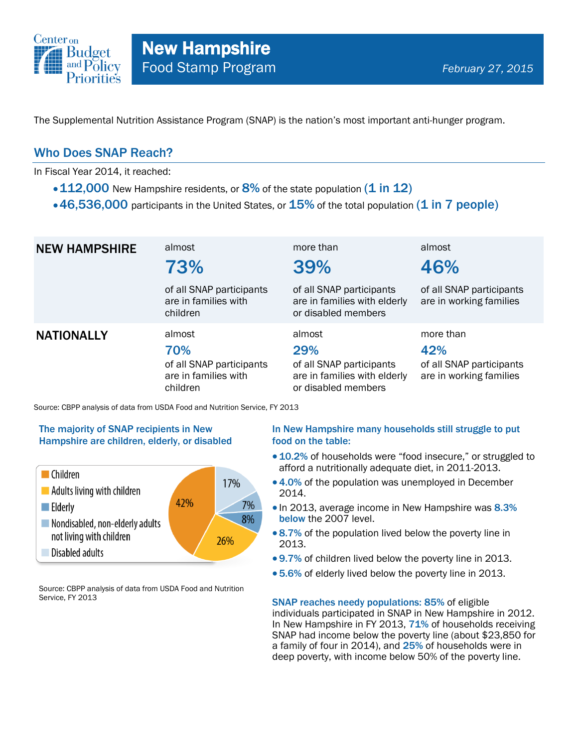Center on Budget and Policy Priorities

# New Hampshire
## Food Stamp Program

*February 27, 2015*

The Supplemental Nutrition Assistance Program (SNAP) is the nation's most important anti-hunger program.

## Who Does SNAP Reach?

In Fiscal Year 2014, it reached:

- **112,000** New Hampshire residents, or **8%** of the state population **(1 in 12)**
- **46,536,000** participants in the United States, or **15%** of the total population **(1 in 7 people)**

| | | | |
|---|---|---|---|
| **NEW HAMPSHIRE** | almost **73%** of all SNAP participants are in families with children | more than **39%** of all SNAP participants are in families with elderly or disabled members | almost **46%** of all SNAP participants are in working families |
| **NATIONALLY** | almost **70%** of all SNAP participants are in families with children | almost **29%** of all SNAP participants are in families with elderly or disabled members | more than **42%** of all SNAP participants are in working families |

Source: CBPP analysis of data from USDA Food and Nutrition Service, FY 2013

### The majority of SNAP recipients in New Hampshire are children, elderly, or disabled

| Category | Share |
|---|---|
| Children | 42% |
| Adults living with children | 26% |
| Elderly | 8% |
| Nondisabled, non-elderly adults not living with children | 7% |
| Disabled adults | 17% |

Source: CBPP analysis of data from USDA Food and Nutrition Service, FY 2013

### In New Hampshire many households still struggle to put food on the table:

- **10.2%** of households were "food insecure," or struggled to afford a nutritionally adequate diet, in 2011-2013.
- **4.0%** of the population was unemployed in December 2014.
- In 2013, average income in New Hampshire was **8.3% below** the 2007 level.
- **8.7%** of the population lived below the poverty line in 2013.
- **9.7%** of children lived below the poverty line in 2013.
- **5.6%** of elderly lived below the poverty line in 2013.

**SNAP reaches needy populations: 85%** of eligible individuals participated in SNAP in New Hampshire in 2012. In New Hampshire in FY 2013, **71%** of households receiving SNAP had income below the poverty line (about $23,850 for a family of four in 2014), and **25%** of households were in deep poverty, with income below 50% of the poverty line.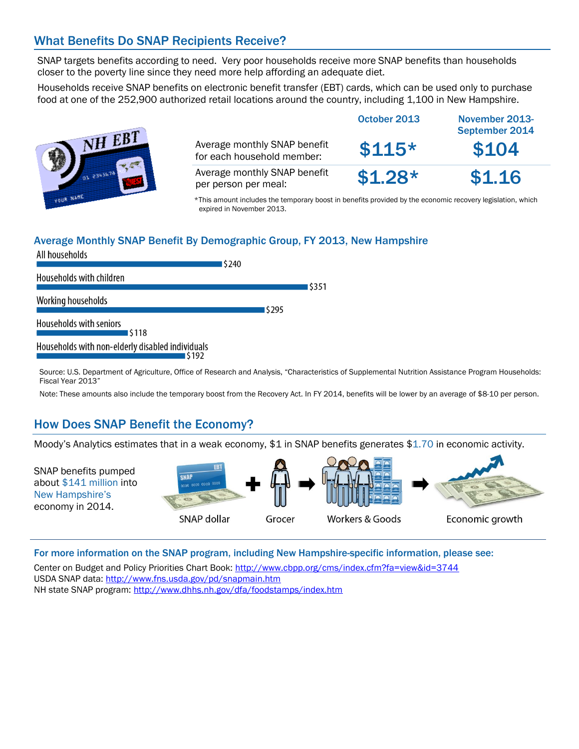## What Benefits Do SNAP Recipients Receive?

SNAP targets benefits according to need. Very poor households receive more SNAP benefits than households closer to the poverty line since they need more help affording an adequate diet.

Households receive SNAP benefits on electronic benefit transfer (EBT) cards, which can be used only to purchase food at one of the 252,900 authorized retail locations around the country, including 1,100 in New Hampshire.

| | October 2013 | November 2013-September 2014 |
|---|---|---|
| Average monthly SNAP benefit for each household member: | $115* | $104 |
| Average monthly SNAP benefit per person per meal: | $1.28* | $1.16 |

*This amount includes the temporary boost in benefits provided by the economic recovery legislation, which expired in November 2013.

### Average Monthly SNAP Benefit By Demographic Group, FY 2013, New Hampshire

All households
$240
Households with children
$351
Working households
$295
Households with seniors
$118
Households with non-elderly disabled individuals
$192

Source: U.S. Department of Agriculture, Office of Research and Analysis, "Characteristics of Supplemental Nutrition Assistance Program Households: Fiscal Year 2013"

Note: These amounts also include the temporary boost from the Recovery Act. In FY 2014, benefits will be lower by an average of $8-10 per person.

## How Does SNAP Benefit the Economy?

Moody's Analytics estimates that in a weak economy, $1 in SNAP benefits generates $1.70 in economic activity.

SNAP benefits pumped about $141 million into New Hampshire's economy in 2014.

SNAP dollar + Grocer → Workers & Goods → Economic growth

**For more information on the SNAP program, including New Hampshire-specific information, please see:**

Center on Budget and Policy Priorities Chart Book: http://www.cbpp.org/cms/index.cfm?fa=view&id=3744
USDA SNAP data: http://www.fns.usda.gov/pd/snapmain.htm
NH state SNAP program: http://www.dhhs.nh.gov/dfa/foodstamps/index.htm